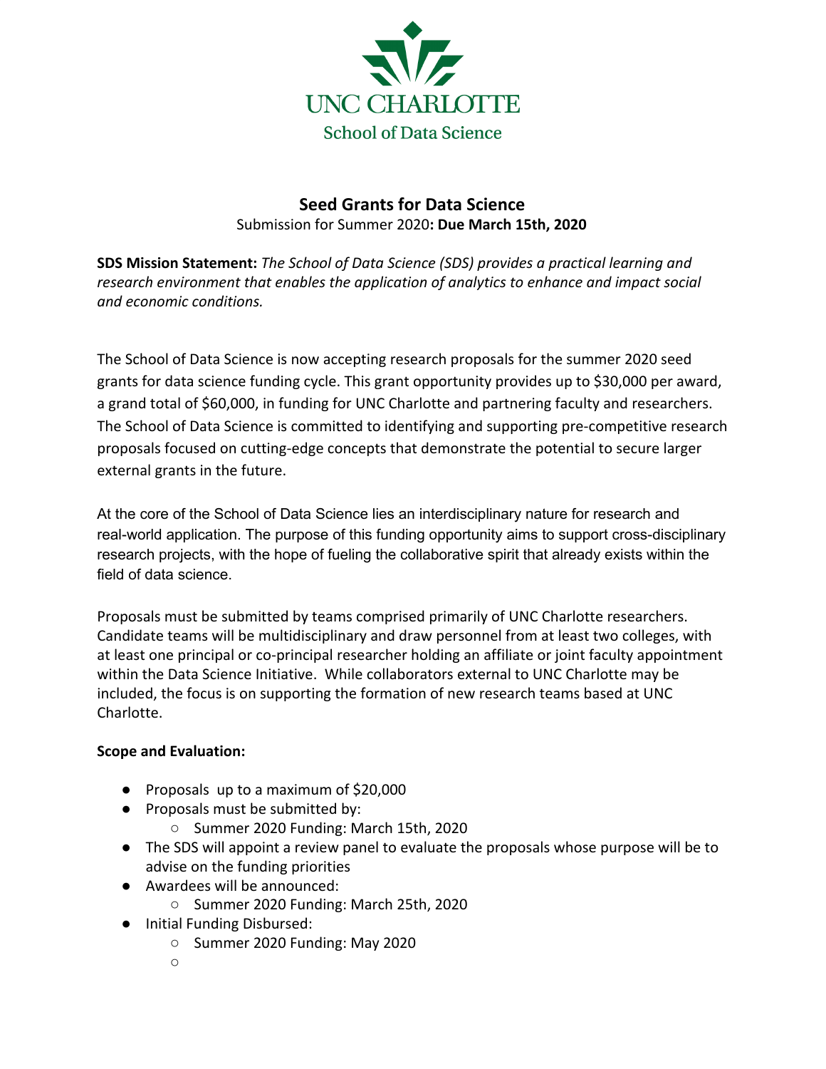UNC CHARLOTTE

School of Data Science

# Seed Grants for Data Science

Submission for Summer 2020**: Due March 15th, 2020**

**SDS Mission Statement:** *The School of Data Science (SDS) provides a practical learning and research environment that enables the application of analytics to enhance and impact social and economic conditions.*

The School of Data Science is now accepting research proposals for the summer 2020 seed grants for data science funding cycle. This grant opportunity provides up to $30,000 per award, a grand total of $60,000, in funding for UNC Charlotte and partnering faculty and researchers. The School of Data Science is committed to identifying and supporting pre-competitive research proposals focused on cutting-edge concepts that demonstrate the potential to secure larger external grants in the future.

At the core of the School of Data Science lies an interdisciplinary nature for research and real-world application. The purpose of this funding opportunity aims to support cross-disciplinary research projects, with the hope of fueling the collaborative spirit that already exists within the field of data science.

Proposals must be submitted by teams comprised primarily of UNC Charlotte researchers. Candidate teams will be multidisciplinary and draw personnel from at least two colleges, with at least one principal or co-principal researcher holding an affiliate or joint faculty appointment within the Data Science Initiative. While collaborators external to UNC Charlotte may be included, the focus is on supporting the formation of new research teams based at UNC Charlotte.

**Scope and Evaluation:**

- Proposals up to a maximum of $20,000
- Proposals must be submitted by:
    - Summer 2020 Funding: March 15th, 2020
- The SDS will appoint a review panel to evaluate the proposals whose purpose will be to advise on the funding priorities
- Awardees will be announced:
    - Summer 2020 Funding: March 25th, 2020
- Initial Funding Disbursed:
    - Summer 2020 Funding: May 2020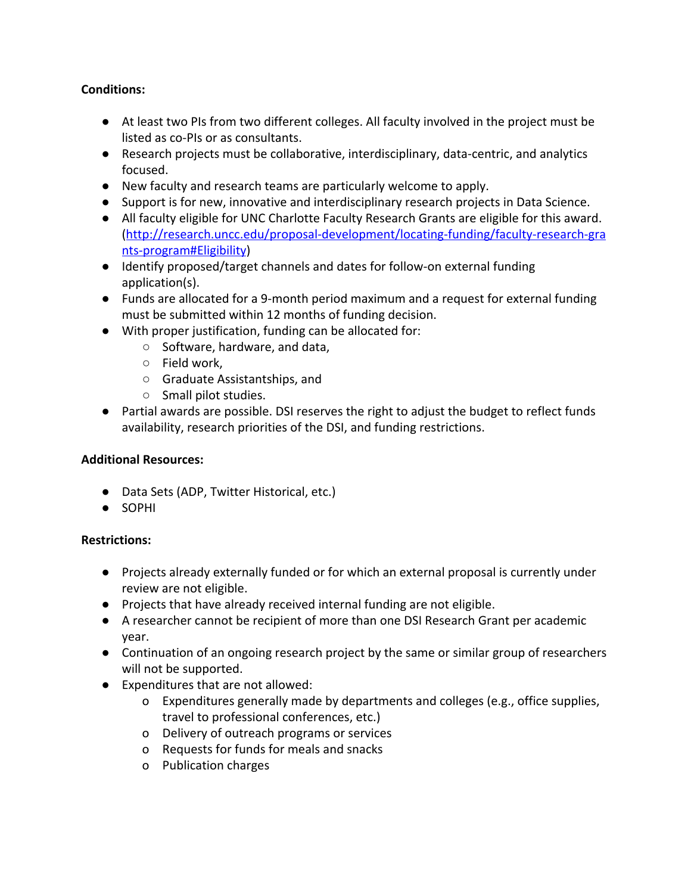**Conditions:**

- At least two PIs from two different colleges. All faculty involved in the project must be listed as co-PIs or as consultants.
- Research projects must be collaborative, interdisciplinary, data-centric, and analytics focused.
- New faculty and research teams are particularly welcome to apply.
- Support is for new, innovative and interdisciplinary research projects in Data Science.
- All faculty eligible for UNC Charlotte Faculty Research Grants are eligible for this award. (http://research.uncc.edu/proposal-development/locating-funding/faculty-research-grants-program#Eligibility)
- Identify proposed/target channels and dates for follow-on external funding application(s).
- Funds are allocated for a 9-month period maximum and a request for external funding must be submitted within 12 months of funding decision.
- With proper justification, funding can be allocated for:
  - Software, hardware, and data,
  - Field work,
  - Graduate Assistantships, and
  - Small pilot studies.
- Partial awards are possible. DSI reserves the right to adjust the budget to reflect funds availability, research priorities of the DSI, and funding restrictions.

**Additional Resources:**

- Data Sets (ADP, Twitter Historical, etc.)
- SOPHI

**Restrictions:**

- Projects already externally funded or for which an external proposal is currently under review are not eligible.
- Projects that have already received internal funding are not eligible.
- A researcher cannot be recipient of more than one DSI Research Grant per academic year.
- Continuation of an ongoing research project by the same or similar group of researchers will not be supported.
- Expenditures that are not allowed:
  - Expenditures generally made by departments and colleges (e.g., office supplies, travel to professional conferences, etc.)
  - Delivery of outreach programs or services
  - Requests for funds for meals and snacks
  - Publication charges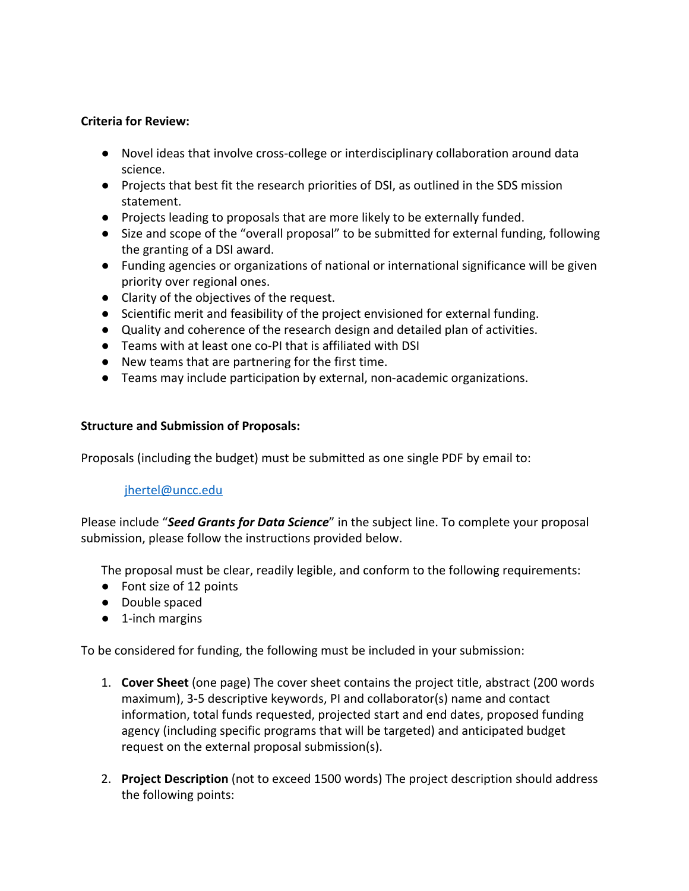**Criteria for Review:**

- Novel ideas that involve cross-college or interdisciplinary collaboration around data science.
- Projects that best fit the research priorities of DSI, as outlined in the SDS mission statement.
- Projects leading to proposals that are more likely to be externally funded.
- Size and scope of the "overall proposal" to be submitted for external funding, following the granting of a DSI award.
- Funding agencies or organizations of national or international significance will be given priority over regional ones.
- Clarity of the objectives of the request.
- Scientific merit and feasibility of the project envisioned for external funding.
- Quality and coherence of the research design and detailed plan of activities.
- Teams with at least one co-PI that is affiliated with DSI
- New teams that are partnering for the first time.
- Teams may include participation by external, non-academic organizations.

**Structure and Submission of Proposals:**

Proposals (including the budget) must be submitted as one single PDF by email to:

jhertel@uncc.edu

Please include "***Seed Grants for Data Science***" in the subject line. To complete your proposal submission, please follow the instructions provided below.

The proposal must be clear, readily legible, and conform to the following requirements:

- Font size of 12 points
- Double spaced
- 1-inch margins

To be considered for funding, the following must be included in your submission:

1. **Cover Sheet** (one page) The cover sheet contains the project title, abstract (200 words maximum), 3-5 descriptive keywords, PI and collaborator(s) name and contact information, total funds requested, projected start and end dates, proposed funding agency (including specific programs that will be targeted) and anticipated budget request on the external proposal submission(s).

2. **Project Description** (not to exceed 1500 words) The project description should address the following points: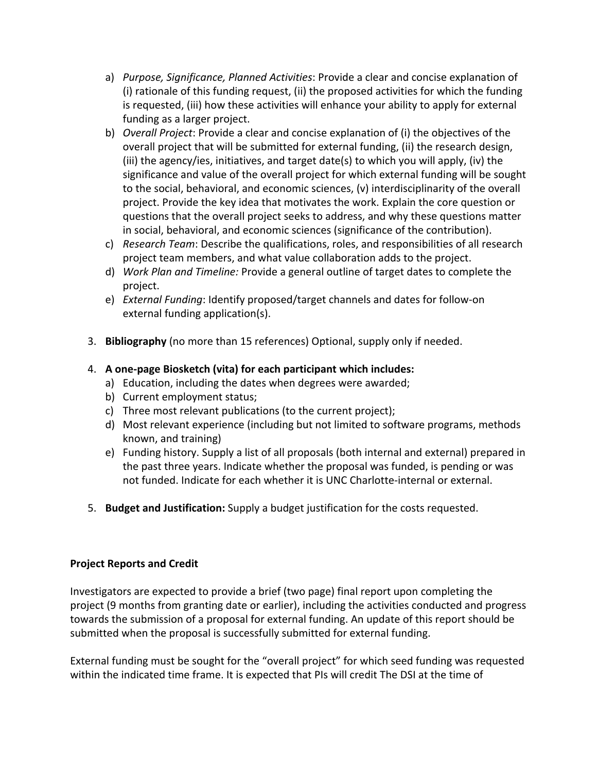a) *Purpose, Significance, Planned Activities*: Provide a clear and concise explanation of (i) rationale of this funding request, (ii) the proposed activities for which the funding is requested, (iii) how these activities will enhance your ability to apply for external funding as a larger project.
   b) *Overall Project*: Provide a clear and concise explanation of (i) the objectives of the overall project that will be submitted for external funding, (ii) the research design, (iii) the agency/ies, initiatives, and target date(s) to which you will apply, (iv) the significance and value of the overall project for which external funding will be sought to the social, behavioral, and economic sciences, (v) interdisciplinarity of the overall project. Provide the key idea that motivates the work. Explain the core question or questions that the overall project seeks to address, and why these questions matter in social, behavioral, and economic sciences (significance of the contribution).
   c) *Research Team*: Describe the qualifications, roles, and responsibilities of all research project team members, and what value collaboration adds to the project.
   d) *Work Plan and Timeline:* Provide a general outline of target dates to complete the project.
   e) *External Funding*: Identify proposed/target channels and dates for follow-on external funding application(s).

3. **Bibliography** (no more than 15 references) Optional, supply only if needed.

4. **A one-page Biosketch (vita) for each participant which includes:**
   a) Education, including the dates when degrees were awarded;
   b) Current employment status;
   c) Three most relevant publications (to the current project);
   d) Most relevant experience (including but not limited to software programs, methods known, and training)
   e) Funding history. Supply a list of all proposals (both internal and external) prepared in the past three years. Indicate whether the proposal was funded, is pending or was not funded. Indicate for each whether it is UNC Charlotte-internal or external.

5. **Budget and Justification:** Supply a budget justification for the costs requested.

**Project Reports and Credit**

Investigators are expected to provide a brief (two page) final report upon completing the project (9 months from granting date or earlier), including the activities conducted and progress towards the submission of a proposal for external funding. An update of this report should be submitted when the proposal is successfully submitted for external funding.

External funding must be sought for the "overall project" for which seed funding was requested within the indicated time frame. It is expected that PIs will credit The DSI at the time of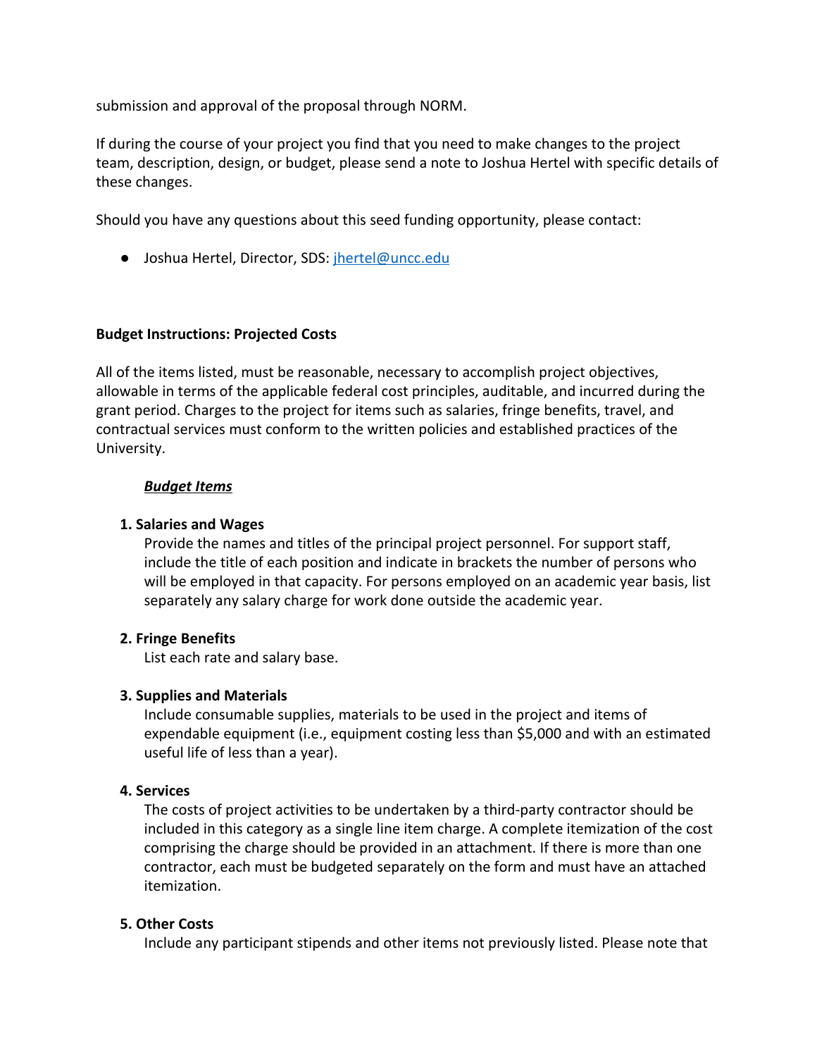submission and approval of the proposal through NORM.

If during the course of your project you find that you need to make changes to the project team, description, design, or budget, please send a note to Joshua Hertel with specific details of these changes.

Should you have any questions about this seed funding opportunity, please contact:

- Joshua Hertel, Director, SDS: [jhertel@uncc.edu](mailto:jhertel@uncc.edu)

**Budget Instructions: Projected Costs**

All of the items listed, must be reasonable, necessary to accomplish project objectives, allowable in terms of the applicable federal cost principles, auditable, and incurred during the grant period. Charges to the project for items such as salaries, fringe benefits, travel, and contractual services must conform to the written policies and established practices of the University.

***Budget Items***

**1. Salaries and Wages**
Provide the names and titles of the principal project personnel. For support staff, include the title of each position and indicate in brackets the number of persons who will be employed in that capacity. For persons employed on an academic year basis, list separately any salary charge for work done outside the academic year.

**2. Fringe Benefits**
List each rate and salary base.

**3. Supplies and Materials**
Include consumable supplies, materials to be used in the project and items of expendable equipment (i.e., equipment costing less than $5,000 and with an estimated useful life of less than a year).

**4. Services**
The costs of project activities to be undertaken by a third-party contractor should be included in this category as a single line item charge. A complete itemization of the cost comprising the charge should be provided in an attachment. If there is more than one contractor, each must be budgeted separately on the form and must have an attached itemization.

**5. Other Costs**
Include any participant stipends and other items not previously listed. Please note that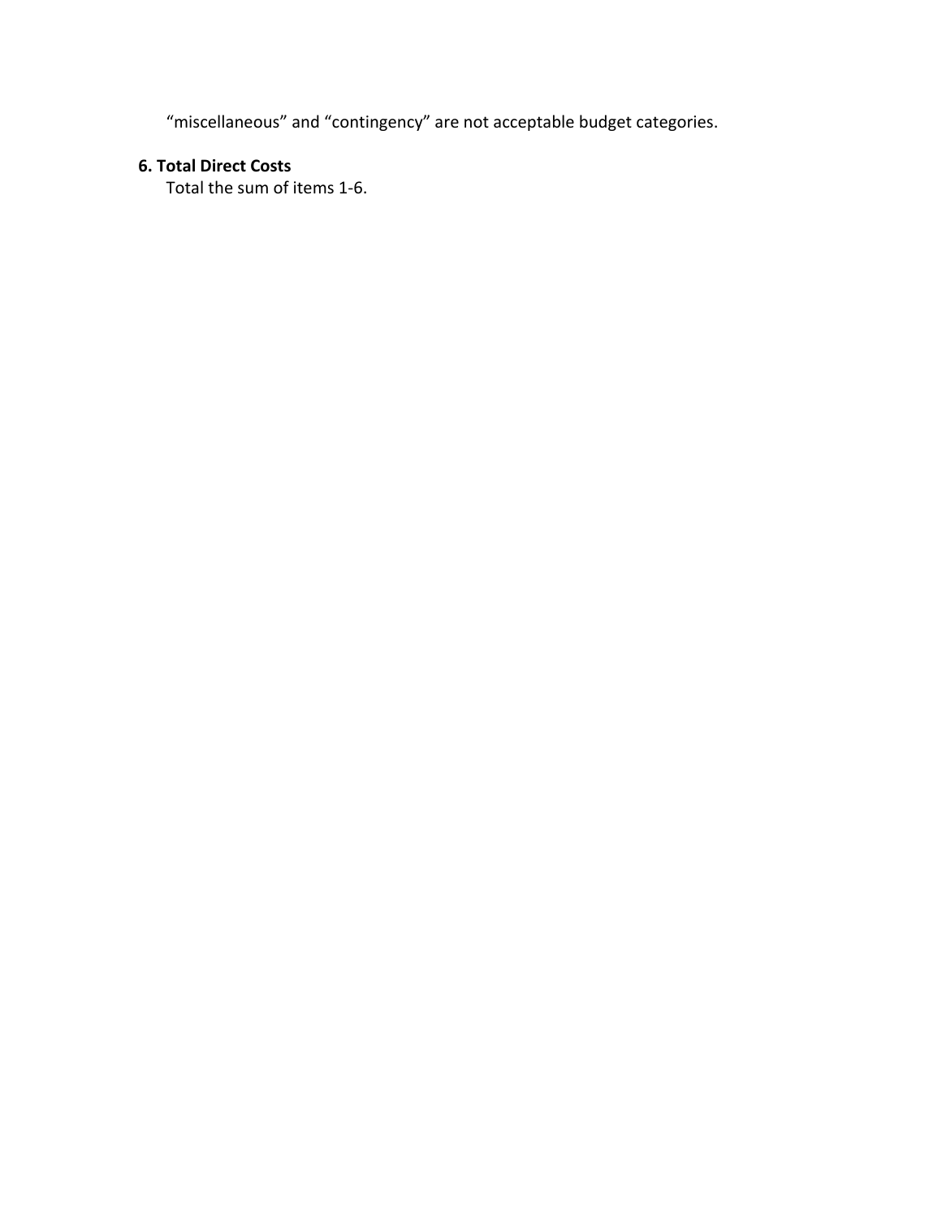"miscellaneous" and "contingency" are not acceptable budget categories.

**6. Total Direct Costs**

Total the sum of items 1-6.